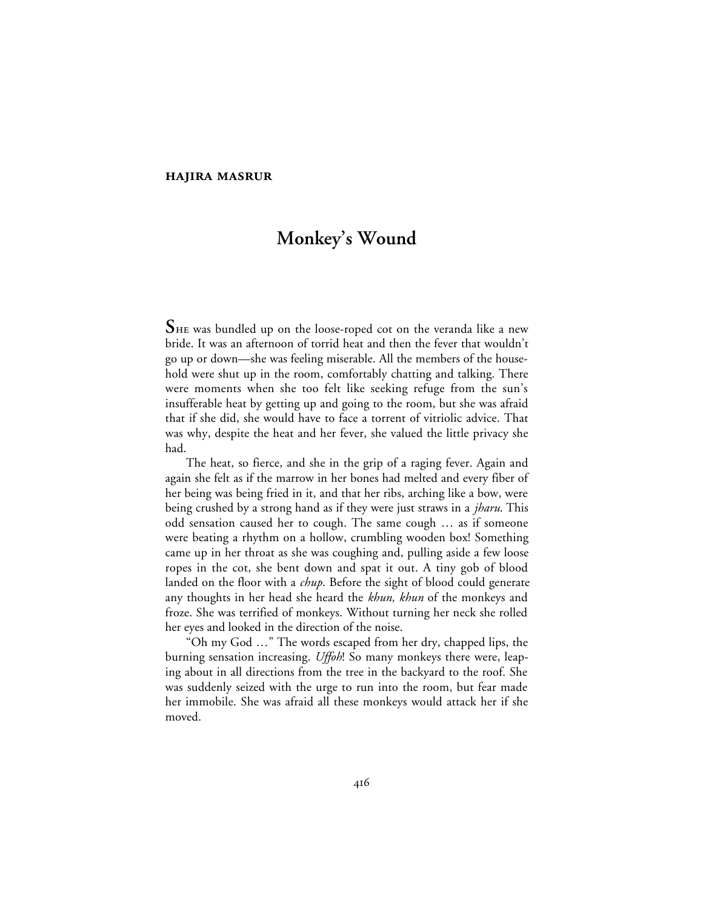**HAJIRA MASRUR**

# Monkey's Wound

SHE was bundled up on the loose-roped cot on the veranda like a new bride. It was an afternoon of torrid heat and then the fever that wouldn't go up or down—she was feeling miserable. All the members of the household were shut up in the room, comfortably chatting and talking. There were moments when she too felt like seeking refuge from the sun's insufferable heat by getting up and going to the room, but she was afraid that if she did, she would have to face a torrent of vitriolic advice. That was why, despite the heat and her fever, she valued the little privacy she had.

The heat, so fierce, and she in the grip of a raging fever. Again and again she felt as if the marrow in her bones had melted and every fiber of her being was being fried in it, and that her ribs, arching like a bow, were being crushed by a strong hand as if they were just straws in a *jharu*. This odd sensation caused her to cough. The same cough … as if someone were beating a rhythm on a hollow, crumbling wooden box! Something came up in her throat as she was coughing and, pulling aside a few loose ropes in the cot, she bent down and spat it out. A tiny gob of blood landed on the floor with a *chup*. Before the sight of blood could generate any thoughts in her head she heard the *khun, khun* of the monkeys and froze. She was terrified of monkeys. Without turning her neck she rolled her eyes and looked in the direction of the noise.

"Oh my God …" The words escaped from her dry, chapped lips, the burning sensation increasing. *Uffoh*! So many monkeys there were, leaping about in all directions from the tree in the backyard to the roof. She was suddenly seized with the urge to run into the room, but fear made her immobile. She was afraid all these monkeys would attack her if she moved.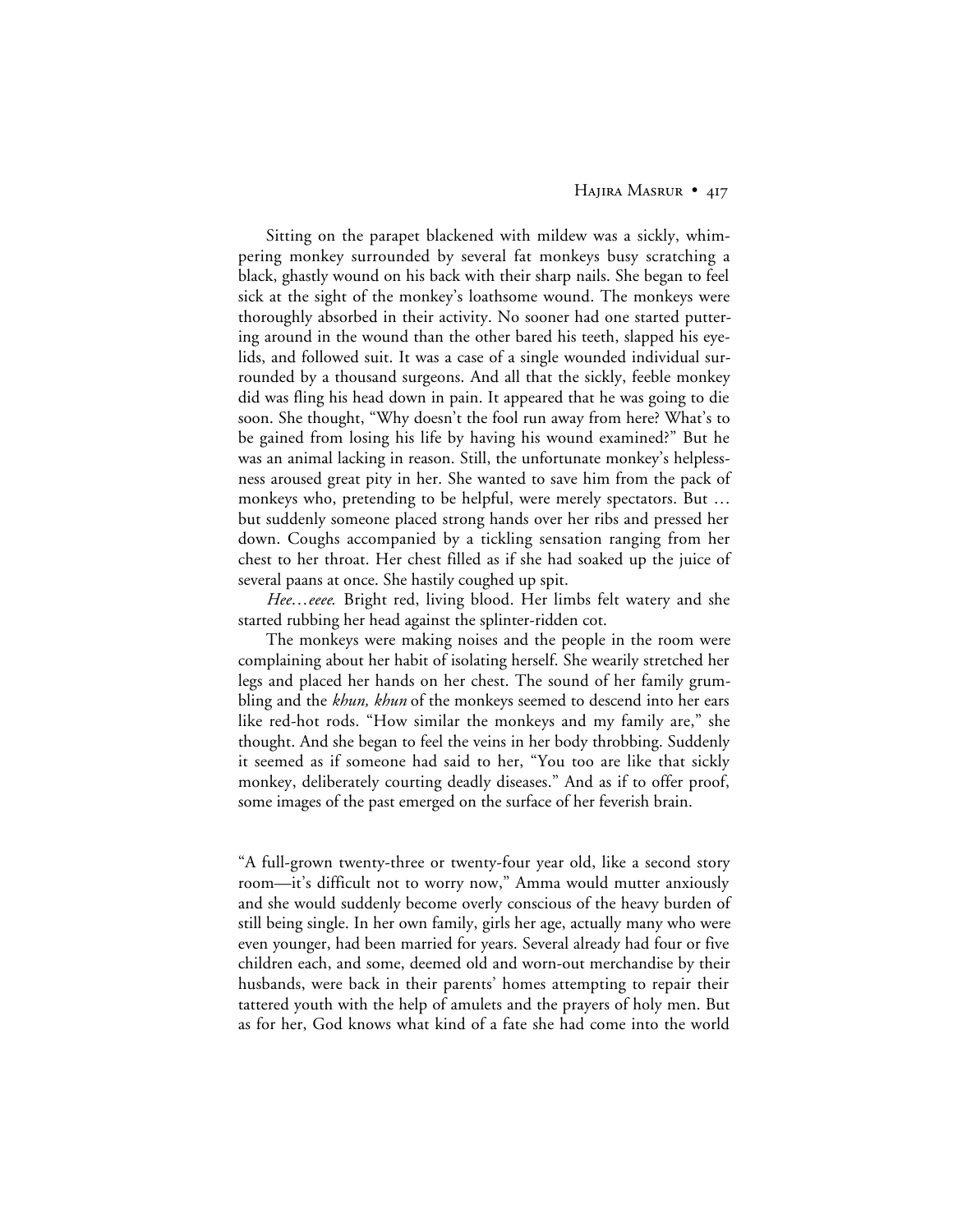Sitting on the parapet blackened with mildew was a sickly, whimpering monkey surrounded by several fat monkeys busy scratching a black, ghastly wound on his back with their sharp nails. She began to feel sick at the sight of the monkey's loathsome wound. The monkeys were thoroughly absorbed in their activity. No sooner had one started puttering around in the wound than the other bared his teeth, slapped his eyelids, and followed suit. It was a case of a single wounded individual surrounded by a thousand surgeons. And all that the sickly, feeble monkey did was fling his head down in pain. It appeared that he was going to die soon. She thought, "Why doesn't the fool run away from here? What's to be gained from losing his life by having his wound examined?" But he was an animal lacking in reason. Still, the unfortunate monkey's helplessness aroused great pity in her. She wanted to save him from the pack of monkeys who, pretending to be helpful, were merely spectators. But … but suddenly someone placed strong hands over her ribs and pressed her down. Coughs accompanied by a tickling sensation ranging from her chest to her throat. Her chest filled as if she had soaked up the juice of several paans at once. She hastily coughed up spit.

*Hee…eeee.* Bright red, living blood. Her limbs felt watery and she started rubbing her head against the splinter-ridden cot.

The monkeys were making noises and the people in the room were complaining about her habit of isolating herself. She wearily stretched her legs and placed her hands on her chest. The sound of her family grumbling and the *khun, khun* of the monkeys seemed to descend into her ears like red-hot rods. "How similar the monkeys and my family are," she thought. And she began to feel the veins in her body throbbing. Suddenly it seemed as if someone had said to her, "You too are like that sickly monkey, deliberately courting deadly diseases." And as if to offer proof, some images of the past emerged on the surface of her feverish brain.

"A full-grown twenty-three or twenty-four year old, like a second story room—it's difficult not to worry now," Amma would mutter anxiously and she would suddenly become overly conscious of the heavy burden of still being single. In her own family, girls her age, actually many who were even younger, had been married for years. Several already had four or five children each, and some, deemed old and worn-out merchandise by their husbands, were back in their parents' homes attempting to repair their tattered youth with the help of amulets and the prayers of holy men. But as for her, God knows what kind of a fate she had come into the world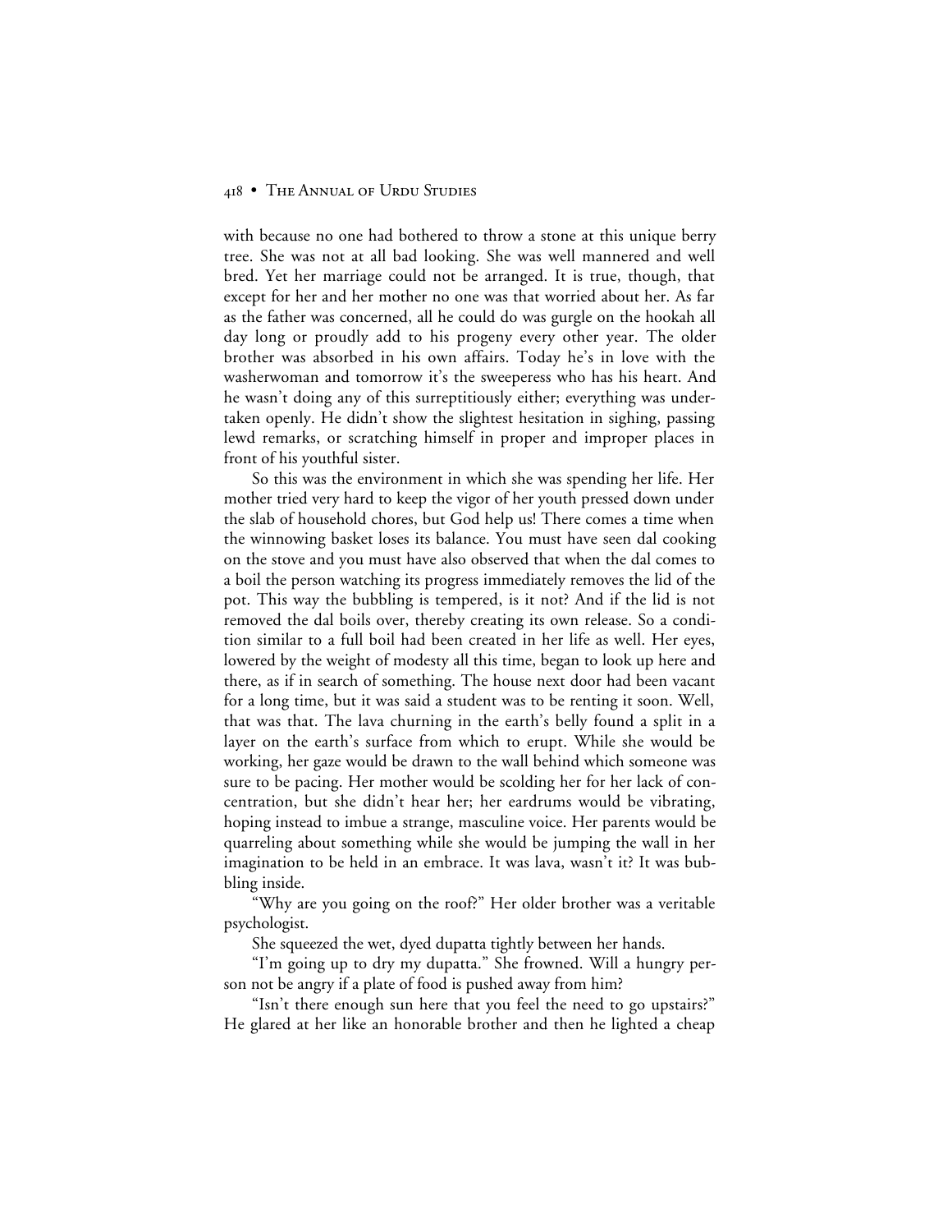with because no one had bothered to throw a stone at this unique berry tree. She was not at all bad looking. She was well mannered and well bred. Yet her marriage could not be arranged. It is true, though, that except for her and her mother no one was that worried about her. As far as the father was concerned, all he could do was gurgle on the hookah all day long or proudly add to his progeny every other year. The older brother was absorbed in his own affairs. Today he's in love with the washerwoman and tomorrow it's the sweeperess who has his heart. And he wasn't doing any of this surreptitiously either; everything was undertaken openly. He didn't show the slightest hesitation in sighing, passing lewd remarks, or scratching himself in proper and improper places in front of his youthful sister.

So this was the environment in which she was spending her life. Her mother tried very hard to keep the vigor of her youth pressed down under the slab of household chores, but God help us! There comes a time when the winnowing basket loses its balance. You must have seen dal cooking on the stove and you must have also observed that when the dal comes to a boil the person watching its progress immediately removes the lid of the pot. This way the bubbling is tempered, is it not? And if the lid is not removed the dal boils over, thereby creating its own release. So a condition similar to a full boil had been created in her life as well. Her eyes, lowered by the weight of modesty all this time, began to look up here and there, as if in search of something. The house next door had been vacant for a long time, but it was said a student was to be renting it soon. Well, that was that. The lava churning in the earth's belly found a split in a layer on the earth's surface from which to erupt. While she would be working, her gaze would be drawn to the wall behind which someone was sure to be pacing. Her mother would be scolding her for her lack of concentration, but she didn't hear her; her eardrums would be vibrating, hoping instead to imbue a strange, masculine voice. Her parents would be quarreling about something while she would be jumping the wall in her imagination to be held in an embrace. It was lava, wasn't it? It was bubbling inside.

"Why are you going on the roof?" Her older brother was a veritable psychologist.

She squeezed the wet, dyed dupatta tightly between her hands.

"I'm going up to dry my dupatta." She frowned. Will a hungry person not be angry if a plate of food is pushed away from him?

"Isn't there enough sun here that you feel the need to go upstairs?" He glared at her like an honorable brother and then he lighted a cheap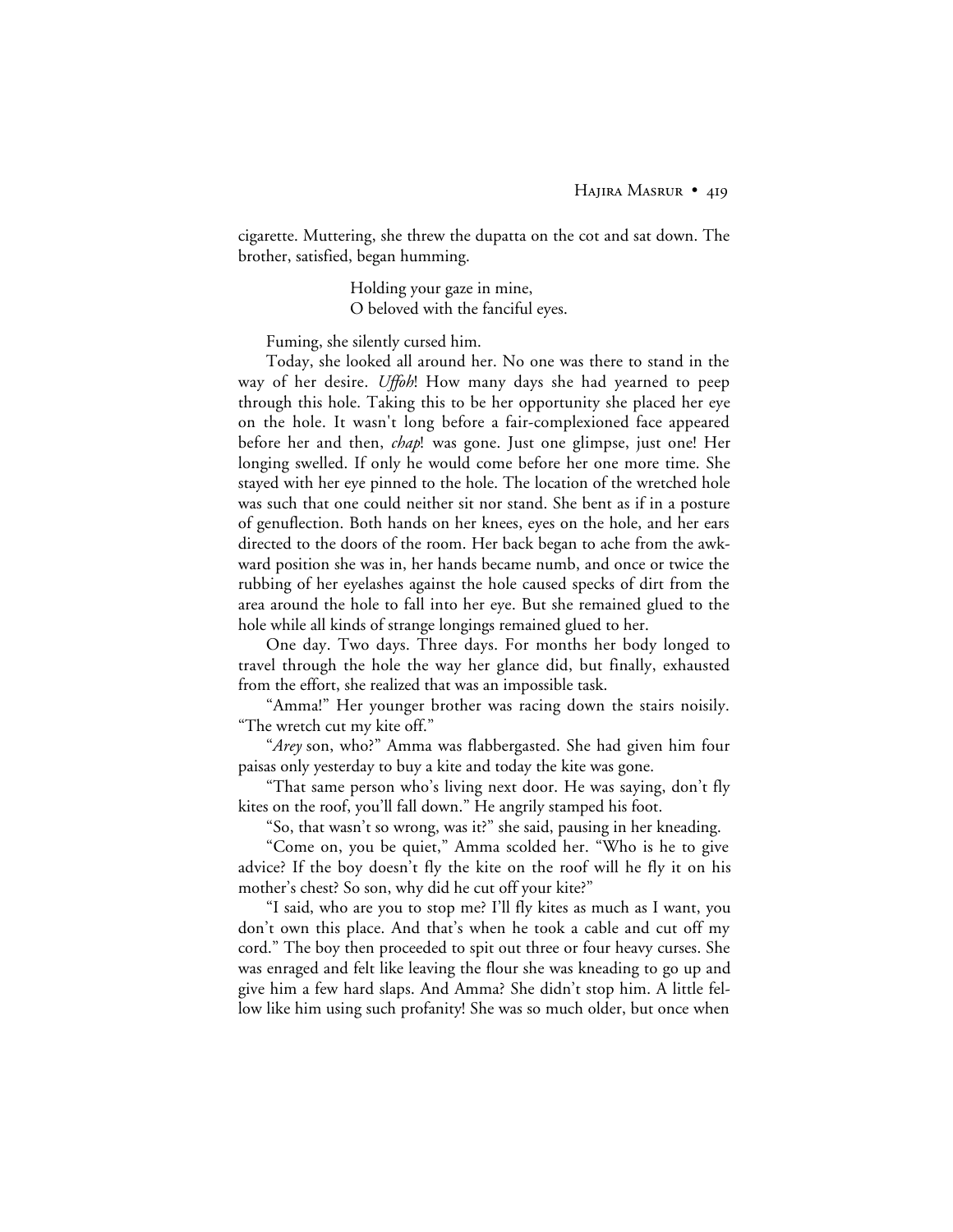cigarette. Muttering, she threw the dupatta on the cot and sat down. The brother, satisfied, began humming.

> Holding your gaze in mine,
> O beloved with the fanciful eyes.

Fuming, she silently cursed him.

Today, she looked all around her. No one was there to stand in the way of her desire. *Uffoh*! How many days she had yearned to peep through this hole. Taking this to be her opportunity she placed her eye on the hole. It wasn't long before a fair-complexioned face appeared before her and then, *chap*! was gone. Just one glimpse, just one! Her longing swelled. If only he would come before her one more time. She stayed with her eye pinned to the hole. The location of the wretched hole was such that one could neither sit nor stand. She bent as if in a posture of genuflection. Both hands on her knees, eyes on the hole, and her ears directed to the doors of the room. Her back began to ache from the awkward position she was in, her hands became numb, and once or twice the rubbing of her eyelashes against the hole caused specks of dirt from the area around the hole to fall into her eye. But she remained glued to the hole while all kinds of strange longings remained glued to her.

One day. Two days. Three days. For months her body longed to travel through the hole the way her glance did, but finally, exhausted from the effort, she realized that was an impossible task.

"Amma!" Her younger brother was racing down the stairs noisily. "The wretch cut my kite off."

"*Arey* son, who?" Amma was flabbergasted. She had given him four paisas only yesterday to buy a kite and today the kite was gone.

"That same person who's living next door. He was saying, don't fly kites on the roof, you'll fall down." He angrily stamped his foot.

"So, that wasn't so wrong, was it?" she said, pausing in her kneading.

"Come on, you be quiet," Amma scolded her. "Who is he to give advice? If the boy doesn't fly the kite on the roof will he fly it on his mother's chest? So son, why did he cut off your kite?"

"I said, who are you to stop me? I'll fly kites as much as I want, you don't own this place. And that's when he took a cable and cut off my cord." The boy then proceeded to spit out three or four heavy curses. She was enraged and felt like leaving the flour she was kneading to go up and give him a few hard slaps. And Amma? She didn't stop him. A little fellow like him using such profanity! She was so much older, but once when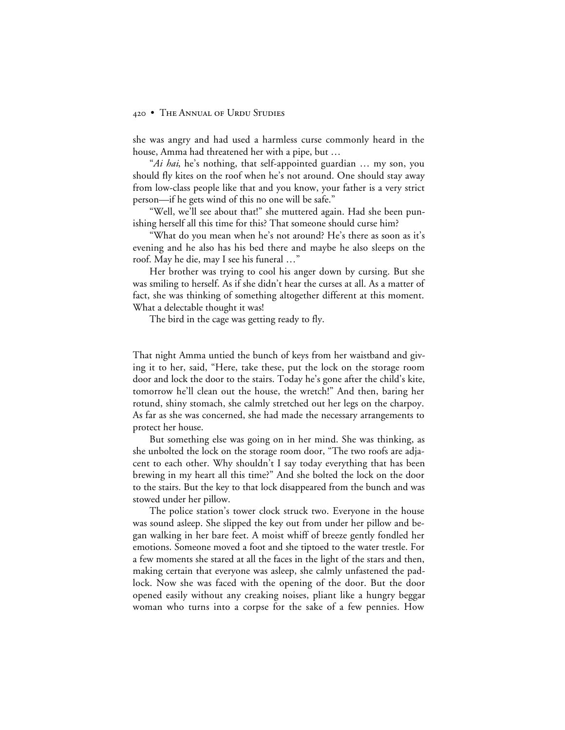she was angry and had used a harmless curse commonly heard in the house, Amma had threatened her with a pipe, but …

"*Ai hai*, he's nothing, that self-appointed guardian … my son, you should fly kites on the roof when he's not around. One should stay away from low-class people like that and you know, your father is a very strict person—if he gets wind of this no one will be safe."

"Well, we'll see about that!" she muttered again. Had she been punishing herself all this time for this? That someone should curse him?

"What do you mean when he's not around? He's there as soon as it's evening and he also has his bed there and maybe he also sleeps on the roof. May he die, may I see his funeral …"

Her brother was trying to cool his anger down by cursing. But she was smiling to herself. As if she didn't hear the curses at all. As a matter of fact, she was thinking of something altogether different at this moment. What a delectable thought it was!

The bird in the cage was getting ready to fly.

That night Amma untied the bunch of keys from her waistband and giving it to her, said, "Here, take these, put the lock on the storage room door and lock the door to the stairs. Today he's gone after the child's kite, tomorrow he'll clean out the house, the wretch!" And then, baring her rotund, shiny stomach, she calmly stretched out her legs on the charpoy. As far as she was concerned, she had made the necessary arrangements to protect her house.

But something else was going on in her mind. She was thinking, as she unbolted the lock on the storage room door, "The two roofs are adjacent to each other. Why shouldn't I say today everything that has been brewing in my heart all this time?" And she bolted the lock on the door to the stairs. But the key to that lock disappeared from the bunch and was stowed under her pillow.

The police station's tower clock struck two. Everyone in the house was sound asleep. She slipped the key out from under her pillow and began walking in her bare feet. A moist whiff of breeze gently fondled her emotions. Someone moved a foot and she tiptoed to the water trestle. For a few moments she stared at all the faces in the light of the stars and then, making certain that everyone was asleep, she calmly unfastened the padlock. Now she was faced with the opening of the door. But the door opened easily without any creaking noises, pliant like a hungry beggar woman who turns into a corpse for the sake of a few pennies. How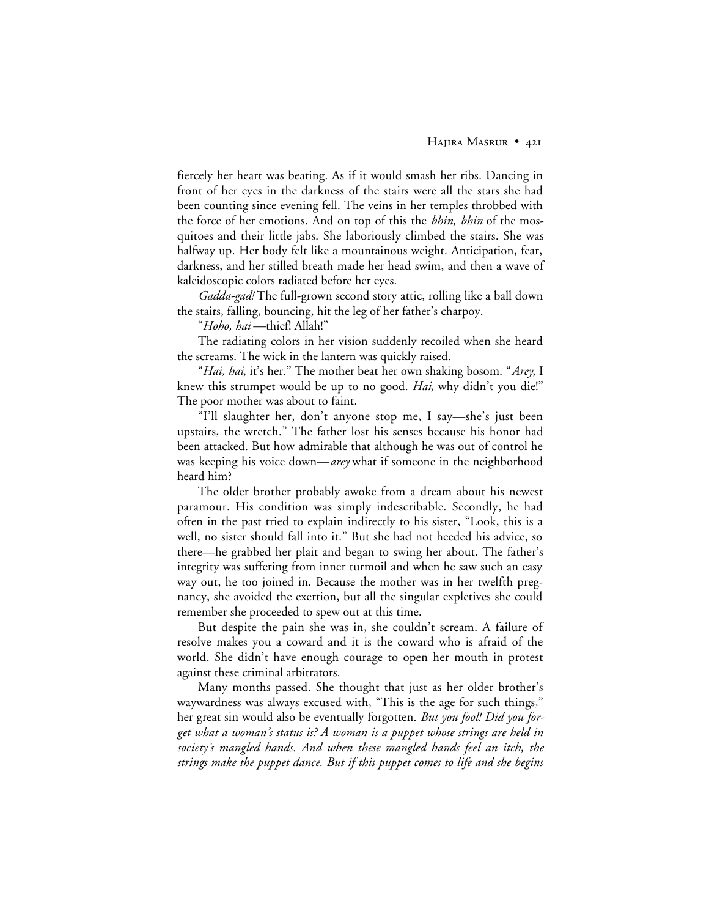fiercely her heart was beating. As if it would smash her ribs. Dancing in front of her eyes in the darkness of the stairs were all the stars she had been counting since evening fell. The veins in her temples throbbed with the force of her emotions. And on top of this the *bhin, bhin* of the mosquitoes and their little jabs. She laboriously climbed the stairs. She was halfway up. Her body felt like a mountainous weight. Anticipation, fear, darkness, and her stilled breath made her head swim, and then a wave of kaleidoscopic colors radiated before her eyes.

*Gadda-gad!* The full-grown second story attic, rolling like a ball down the stairs, falling, bouncing, hit the leg of her father's charpoy.

"*Hoho, hai*—thief! Allah!"

The radiating colors in her vision suddenly recoiled when she heard the screams. The wick in the lantern was quickly raised.

"*Hai, hai*, it's her." The mother beat her own shaking bosom. "*Arey*, I knew this strumpet would be up to no good. *Hai*, why didn't you die!" The poor mother was about to faint.

"I'll slaughter her, don't anyone stop me, I say—she's just been upstairs, the wretch." The father lost his senses because his honor had been attacked. But how admirable that although he was out of control he was keeping his voice down—*arey* what if someone in the neighborhood heard him?

The older brother probably awoke from a dream about his newest paramour. His condition was simply indescribable. Secondly, he had often in the past tried to explain indirectly to his sister, "Look, this is a well, no sister should fall into it." But she had not heeded his advice, so there—he grabbed her plait and began to swing her about. The father's integrity was suffering from inner turmoil and when he saw such an easy way out, he too joined in. Because the mother was in her twelfth pregnancy, she avoided the exertion, but all the singular expletives she could remember she proceeded to spew out at this time.

But despite the pain she was in, she couldn't scream. A failure of resolve makes you a coward and it is the coward who is afraid of the world. She didn't have enough courage to open her mouth in protest against these criminal arbitrators.

Many months passed. She thought that just as her older brother's waywardness was always excused with, "This is the age for such things," her great sin would also be eventually forgotten. *But you fool! Did you forget what a woman's status is? A woman is a puppet whose strings are held in society's mangled hands. And when these mangled hands feel an itch, the strings make the puppet dance. But if this puppet comes to life and she begins*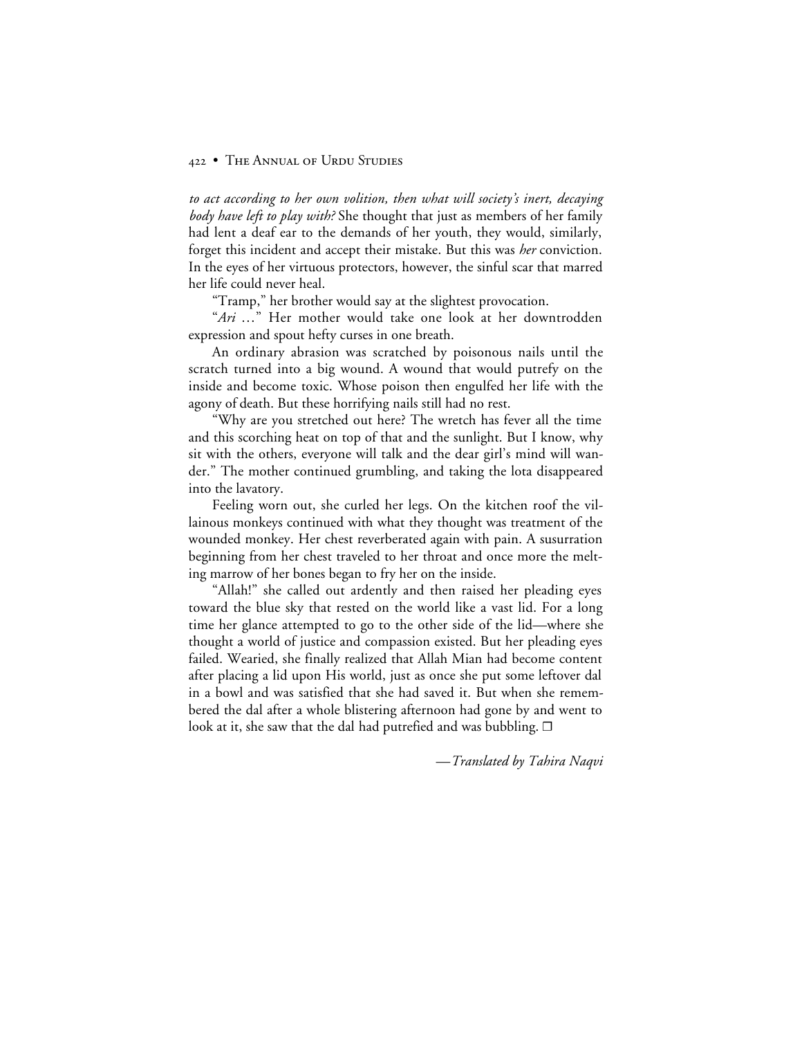*to act according to her own volition, then what will society's inert, decaying body have left to play with?* She thought that just as members of her family had lent a deaf ear to the demands of her youth, they would, similarly, forget this incident and accept their mistake. But this was *her* conviction. In the eyes of her virtuous protectors, however, the sinful scar that marred her life could never heal.

"Tramp," her brother would say at the slightest provocation.

"*Ari* …" Her mother would take one look at her downtrodden expression and spout hefty curses in one breath.

An ordinary abrasion was scratched by poisonous nails until the scratch turned into a big wound. A wound that would putrefy on the inside and become toxic. Whose poison then engulfed her life with the agony of death. But these horrifying nails still had no rest.

"Why are you stretched out here? The wretch has fever all the time and this scorching heat on top of that and the sunlight. But I know, why sit with the others, everyone will talk and the dear girl's mind will wander." The mother continued grumbling, and taking the lota disappeared into the lavatory.

Feeling worn out, she curled her legs. On the kitchen roof the villainous monkeys continued with what they thought was treatment of the wounded monkey. Her chest reverberated again with pain. A susurration beginning from her chest traveled to her throat and once more the melting marrow of her bones began to fry her on the inside.

"Allah!" she called out ardently and then raised her pleading eyes toward the blue sky that rested on the world like a vast lid. For a long time her glance attempted to go to the other side of the lid—where she thought a world of justice and compassion existed. But her pleading eyes failed. Wearied, she finally realized that Allah Mian had become content after placing a lid upon His world, just as once she put some leftover dal in a bowl and was satisfied that she had saved it. But when she remembered the dal after a whole blistering afternoon had gone by and went to look at it, she saw that the dal had putrefied and was bubbling. ❐

—*Translated by Tahira Naqvi*